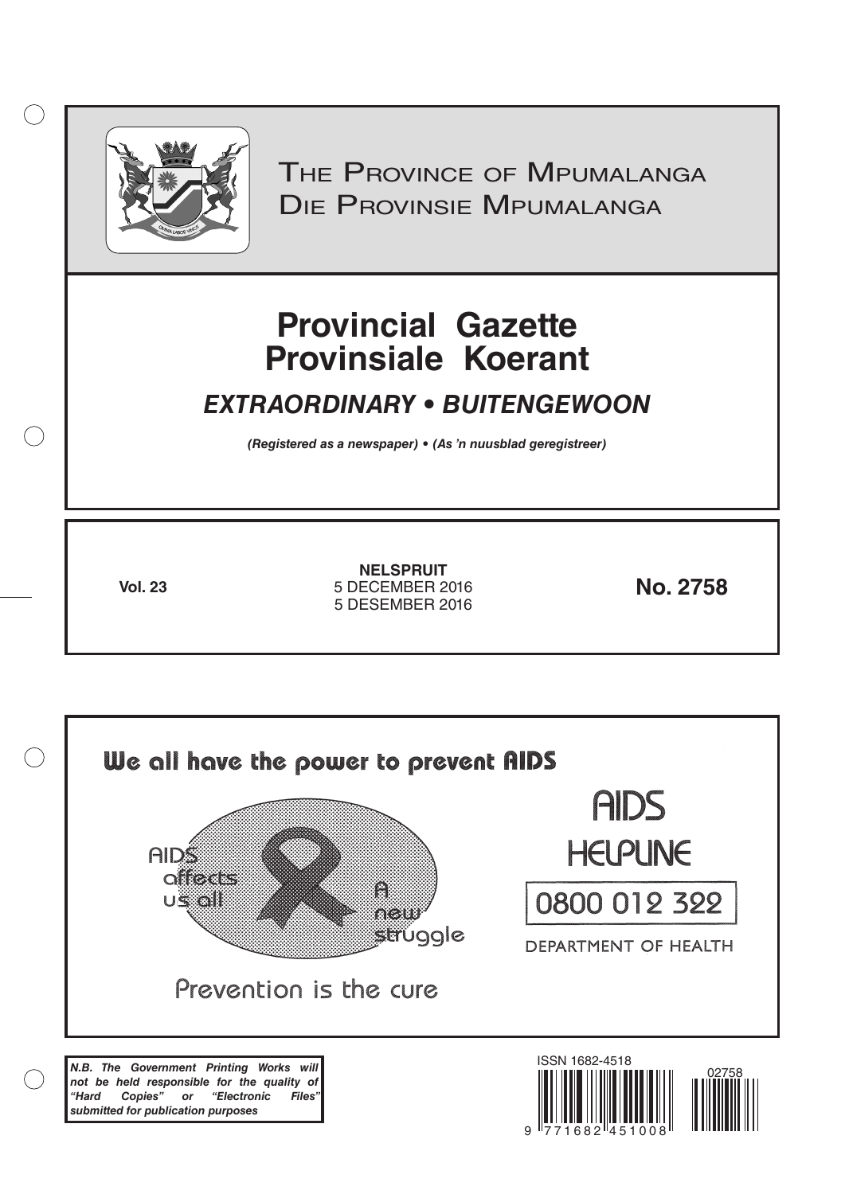# The Province of Mpumalanga
# Die Provinsie Mpumalanga

# Provincial Gazette
# Provinsiale Koerant

## *EXTRAORDINARY • BUITENGEWOON*

***(Registered as a newspaper) • (As 'n nuusblad geregistreer)***

**Vol. 23**

**NELSPRUIT**
5 DECEMBER 2016
5 DESEMBER 2016

**No. 2758**

**We all have the power to prevent AIDS**

AIDS affects us all

A new struggle

Prevention is the cure

AIDS HELPLINE

0800 012 322

DEPARTMENT OF HEALTH

***N.B. The Government Printing Works will not be held responsible for the quality of "Hard Copies" or "Electronic Files" submitted for publication purposes***

ISSN 1682-4518

02758

9 771682 451008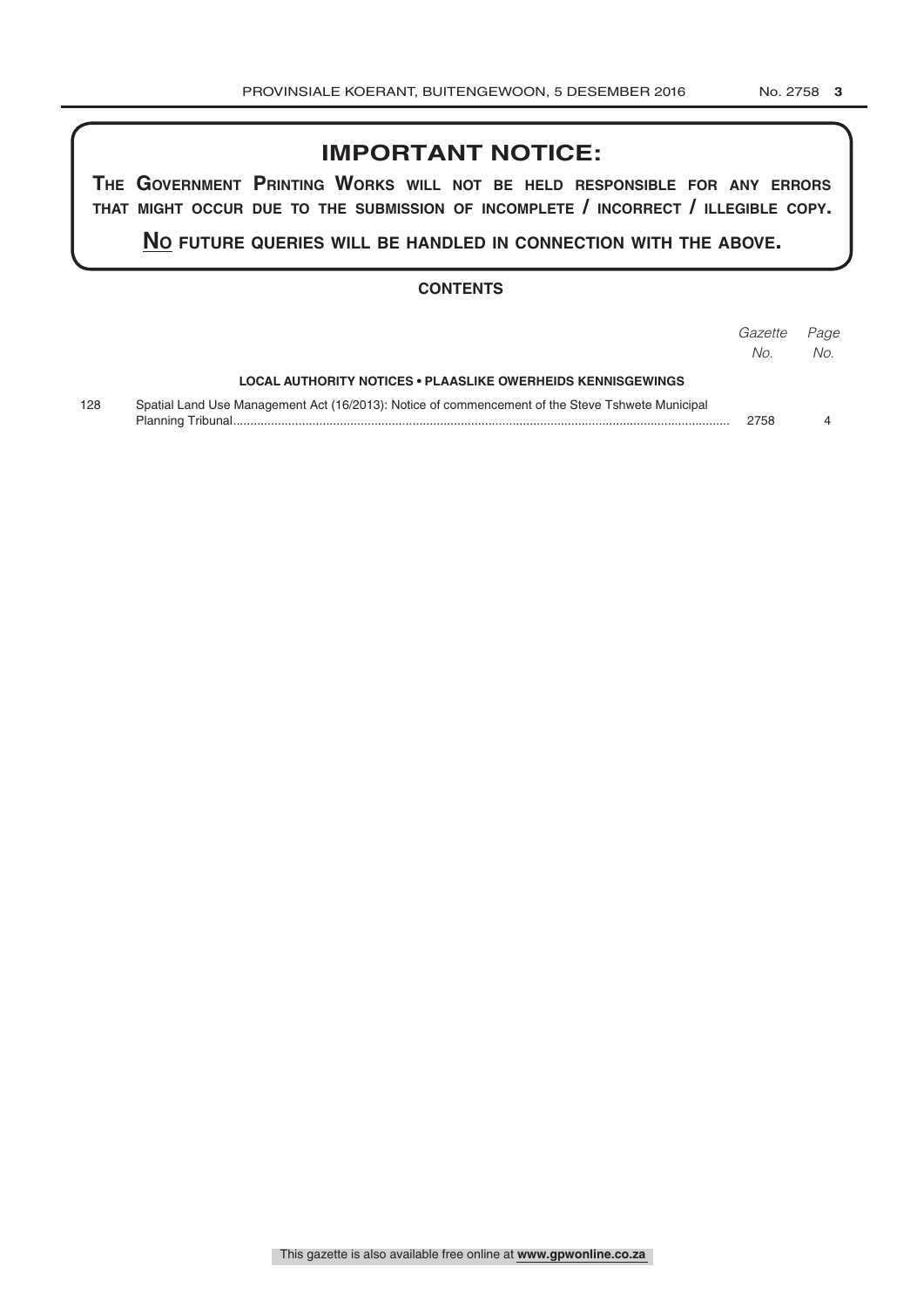## IMPORTANT NOTICE:

**The Government Printing Works will not be held responsible for any errors that might occur due to the submission of incomplete / incorrect / illegible copy.**

**No future queries will be handled in connection with the above.**

### CONTENTS

| | | *Gazette No.* | *Page No.* |
|---|---|---|---|
| | **LOCAL AUTHORITY NOTICES • PLAASLIKE OWERHEIDS KENNISGEWINGS** | | |
| 128 | Spatial Land Use Management Act (16/2013): Notice of commencement of the Steve Tshwete Municipal Planning Tribunal | 2758 | 4 |

This gazette is also available free online at **www.gpwonline.co.za**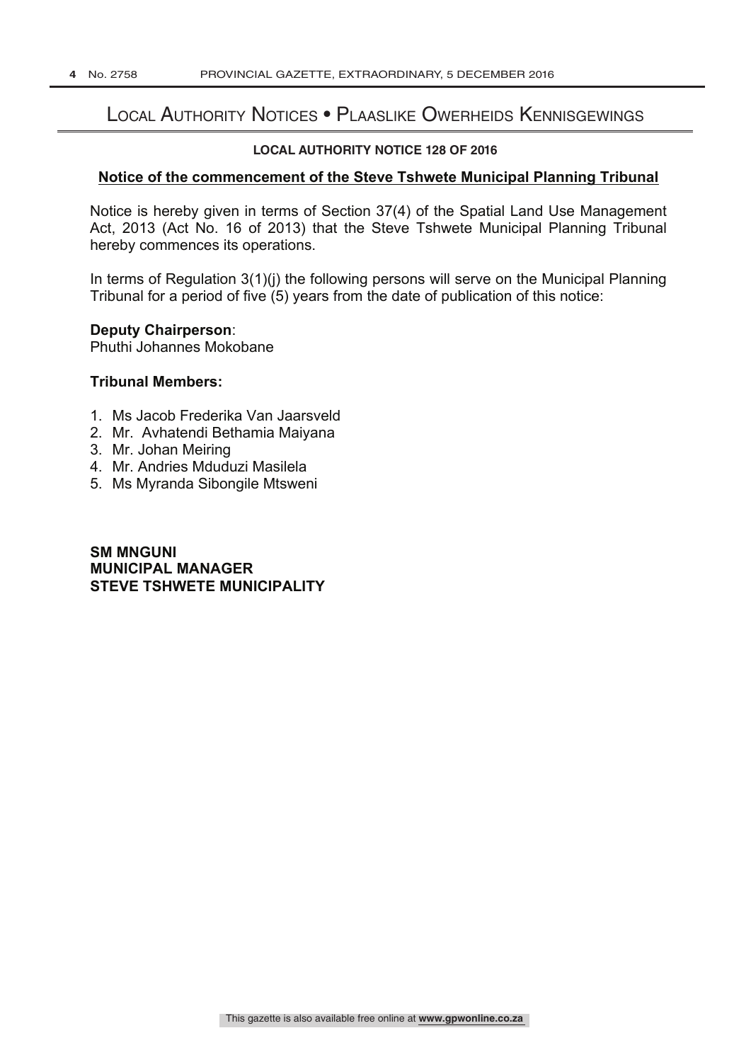# Local Authority Notices • Plaaslike Owerheids Kennisgewings

**LOCAL AUTHORITY NOTICE 128 OF 2016**

## Notice of the commencement of the Steve Tshwete Municipal Planning Tribunal

Notice is hereby given in terms of Section 37(4) of the Spatial Land Use Management Act, 2013 (Act No. 16 of 2013) that the Steve Tshwete Municipal Planning Tribunal hereby commences its operations.

In terms of Regulation 3(1)(j) the following persons will serve on the Municipal Planning Tribunal for a period of five (5) years from the date of publication of this notice:

**Deputy Chairperson**:
Phuthi Johannes Mokobane

**Tribunal Members:**

1. Ms Jacob Frederika Van Jaarsveld
2. Mr. Avhatendi Bethamia Maiyana
3. Mr. Johan Meiring
4. Mr. Andries Mduduzi Masilela
5. Ms Myranda Sibongile Mtsweni

**SM MNGUNI**
**MUNICIPAL MANAGER**
**STEVE TSHWETE MUNICIPALITY**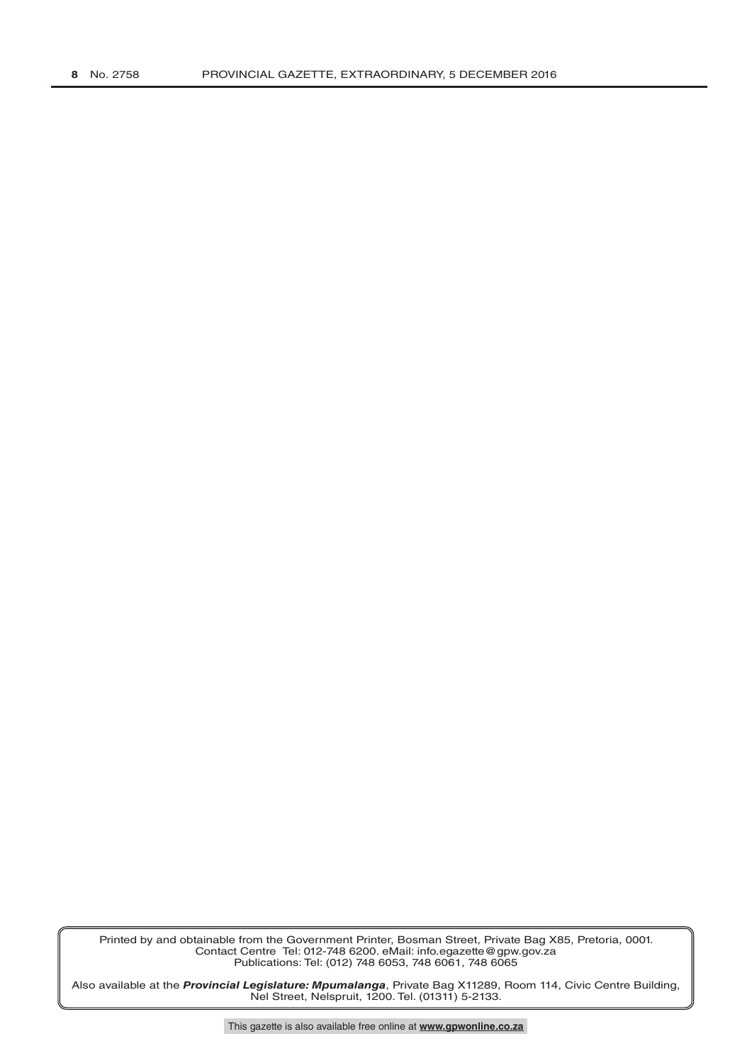Printed by and obtainable from the Government Printer, Bosman Street, Private Bag X85, Pretoria, 0001.
Contact Centre Tel: 012-748 6200. eMail: info.egazette@gpw.gov.za
Publications: Tel: (012) 748 6053, 748 6061, 748 6065

Also available at the ***Provincial Legislature: Mpumalanga***, Private Bag X11289, Room 114, Civic Centre Building, Nel Street, Nelspruit, 1200. Tel. (01311) 5-2133.

This gazette is also available free online at **www.gpwonline.co.za**